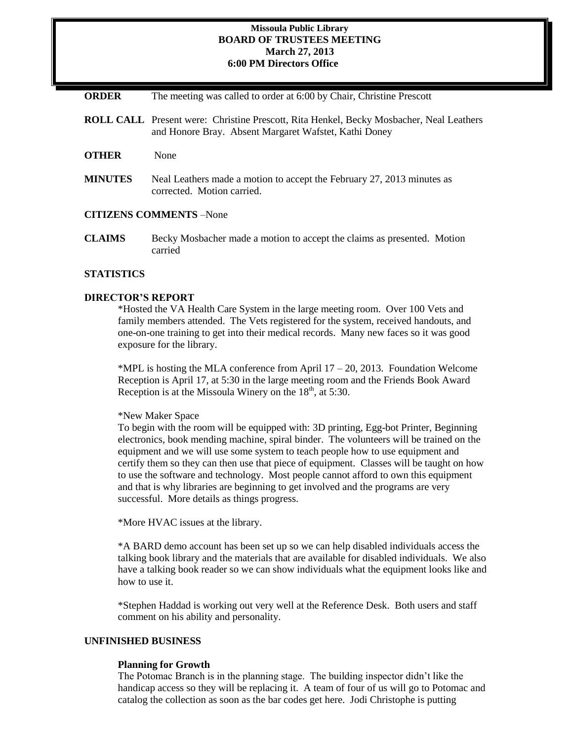**Missoula Public Library**
**BOARD OF TRUSTEES MEETING**
**March 27, 2013**
**6:00 PM Directors Office**

**ORDER** The meeting was called to order at 6:00 by Chair, Christine Prescott

**ROLL CALL** Present were: Christine Prescott, Rita Henkel, Becky Mosbacher, Neal Leathers and Honore Bray. Absent Margaret Wafstet, Kathi Doney

**OTHER** None

**MINUTES** Neal Leathers made a motion to accept the February 27, 2013 minutes as corrected. Motion carried.

**CITIZENS COMMENTS** –None

**CLAIMS** Becky Mosbacher made a motion to accept the claims as presented. Motion carried

**STATISTICS**

**DIRECTOR'S REPORT**

*Hosted the VA Health Care System in the large meeting room. Over 100 Vets and family members attended. The Vets registered for the system, received handouts, and one-on-one training to get into their medical records. Many new faces so it was good exposure for the library.

*MPL is hosting the MLA conference from April 17 – 20, 2013. Foundation Welcome Reception is April 17, at 5:30 in the large meeting room and the Friends Book Award Reception is at the Missoula Winery on the 18th, at 5:30.

*New Maker Space
To begin with the room will be equipped with: 3D printing, Egg-bot Printer, Beginning electronics, book mending machine, spiral binder. The volunteers will be trained on the equipment and we will use some system to teach people how to use equipment and certify them so they can then use that piece of equipment. Classes will be taught on how to use the software and technology. Most people cannot afford to own this equipment and that is why libraries are beginning to get involved and the programs are very successful. More details as things progress.

*More HVAC issues at the library.

*A BARD demo account has been set up so we can help disabled individuals access the talking book library and the materials that are available for disabled individuals. We also have a talking book reader so we can show individuals what the equipment looks like and how to use it.

*Stephen Haddad is working out very well at the Reference Desk. Both users and staff comment on his ability and personality.

**UNFINISHED BUSINESS**

**Planning for Growth**
The Potomac Branch is in the planning stage. The building inspector didn't like the handicap access so they will be replacing it. A team of four of us will go to Potomac and catalog the collection as soon as the bar codes get here. Jodi Christophe is putting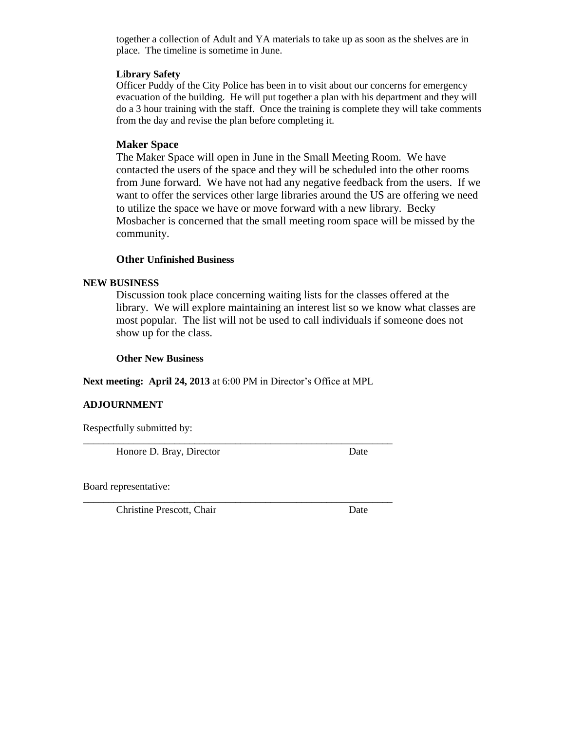together a collection of Adult and YA materials to take up as soon as the shelves are in place. The timeline is sometime in June.

**Library Safety**

Officer Puddy of the City Police has been in to visit about our concerns for emergency evacuation of the building. He will put together a plan with his department and they will do a 3 hour training with the staff. Once the training is complete they will take comments from the day and revise the plan before completing it.

**Maker Space**

The Maker Space will open in June in the Small Meeting Room. We have contacted the users of the space and they will be scheduled into the other rooms from June forward. We have not had any negative feedback from the users. If we want to offer the services other large libraries around the US are offering we need to utilize the space we have or move forward with a new library. Becky Mosbacher is concerned that the small meeting room space will be missed by the community.

**Other Unfinished Business**

**NEW BUSINESS**

Discussion took place concerning waiting lists for the classes offered at the library. We will explore maintaining an interest list so we know what classes are most popular. The list will not be used to call individuals if someone does not show up for the class.

**Other New Business**

**Next meeting: April 24, 2013** at 6:00 PM in Director's Office at MPL

**ADJOURNMENT**

Respectfully submitted by:

_______________________________________________________________

Honore D. Bray, Director Date

Board representative:

_______________________________________________________________

Christine Prescott, Chair Date